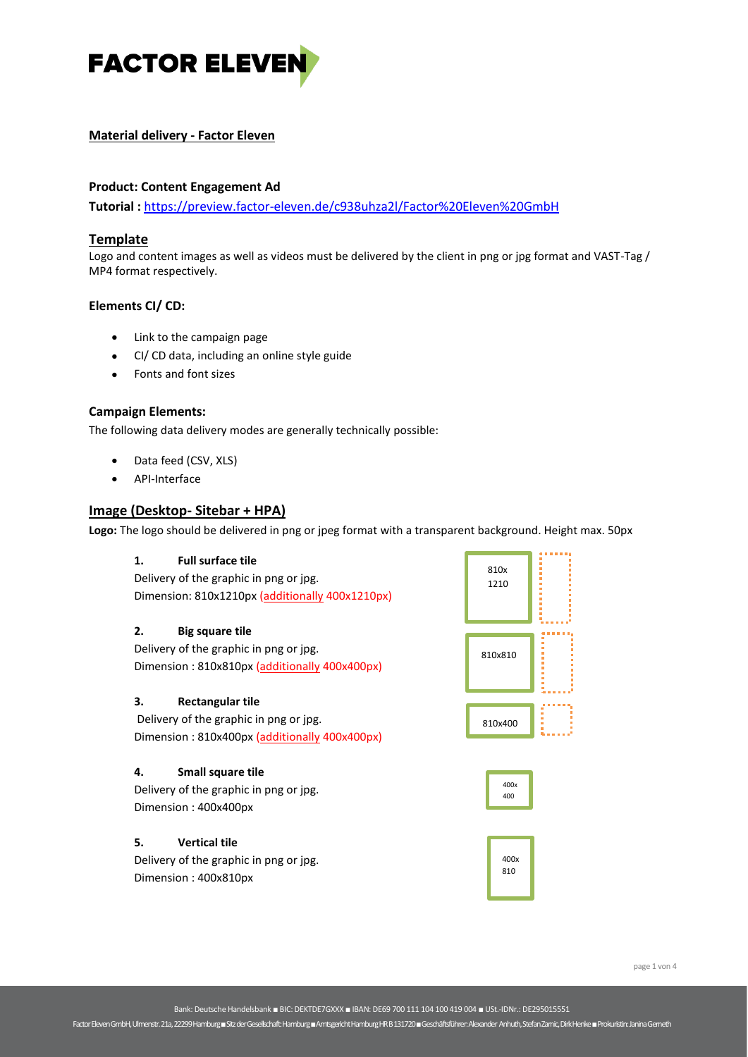# FACTOR ELEVEN

**Material delivery - Factor Eleven**

**Product: Content Engagement Ad**

**Tutorial :** https://preview.factor-eleven.de/c938uhza2l/Factor%20Eleven%20GmbH

## Template

Logo and content images as well as videos must be delivered by the client in png or jpg format and VAST-Tag / MP4 format respectively.

### Elements CI/ CD:

- Link to the campaign page
- CI/ CD data, including an online style guide
- Fonts and font sizes

### Campaign Elements:

The following data delivery modes are generally technically possible:

- Data feed (CSV, XLS)
- API-Interface

## Image (Desktop- Sitebar + HPA)

**Logo:** The logo should be delivered in png or jpeg format with a transparent background. Height max. 50px

1. **Full surface tile**
   Delivery of the graphic in png or jpg.
   Dimension: 810x1210px (additionally 400x1210px)

2. **Big square tile**
   Delivery of the graphic in png or jpg.
   Dimension : 810x810px (additionally 400x400px)

3. **Rectangular tile**
   Delivery of the graphic in png or jpg.
   Dimension : 810x400px (additionally 400x400px)

4. **Small square tile**
   Delivery of the graphic in png or jpg.
   Dimension : 400x400px

5. **Vertical tile**
   Delivery of the graphic in png or jpg.
   Dimension : 400x810px

810x 1210

810x810

810x400

400x 400

400x 810

Bank: Deutsche Handelsbank ■ BIC: DEKTDE7GXXX ■ IBAN: DE69 700 111 104 100 419 004 ■ USt.-IDNr.: DE295015551

Factor Eleven GmbH, Ulmenstr. 21a, 22299 Hamburg ■ Sitz der Gesellschaft: Hamburg ■ Amtsgericht Hamburg HR B 131720 ■ Geschäftsführer: Alexander Anhuth, Stefan Zamic, Dirk Henke ■ Prokuristin: Janina Gemeth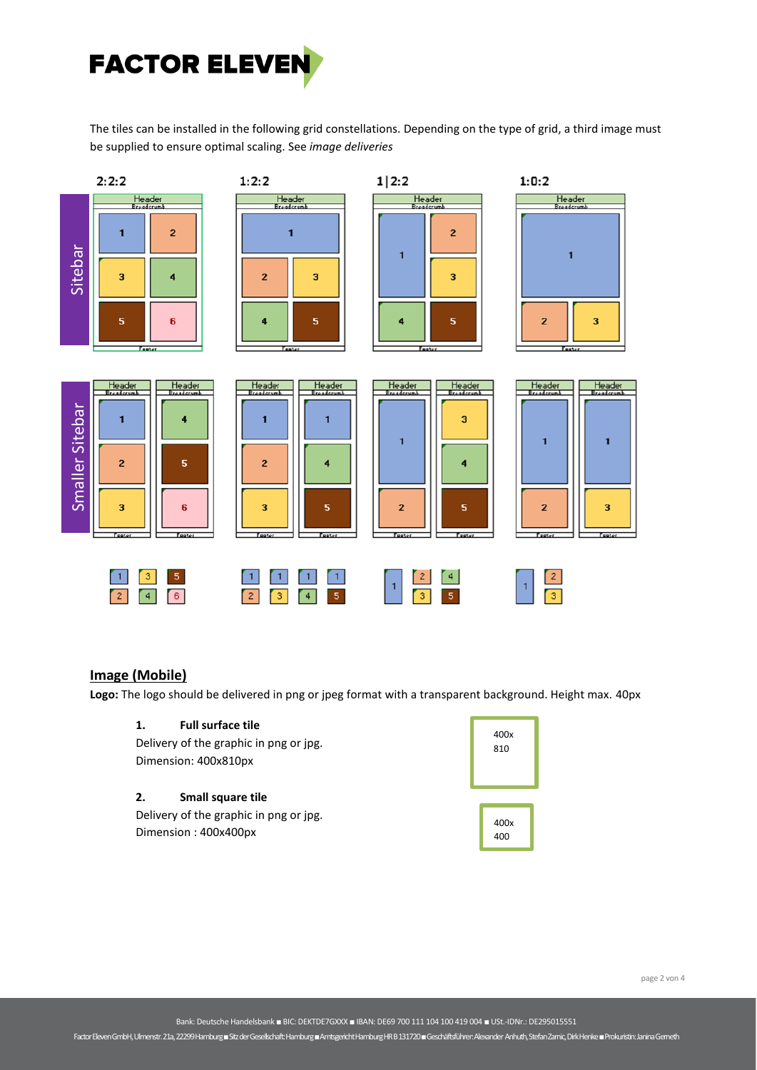The tiles can be installed in the following grid constellations. Depending on the type of grid, a third image must be supplied to ensure optimal scaling. See *image deliveries*

2:2:2 1:2:2 1|2:2 1:0:2

Sitebar

Smaller Sitebar

## Image (Mobile)

**Logo:** The logo should be delivered in png or jpeg format with a transparent background. Height max. 40px

1. **Full surface tile**
   Delivery of the graphic in png or jpg.
   Dimension: 400x810px

2. **Small square tile**
   Delivery of the graphic in png or jpg.
   Dimension : 400x400px

400x 810

400x 400

Bank: Deutsche Handelsbank ■ BIC: DEKTDE7GXXX ■ IBAN: DE69 700 111 104 100 419 004 ■ USt.-IDNr.: DE295015551

Factor Eleven GmbH, Ulmenstr. 21a, 22299 Hamburg ■ Sitz der Gesellschaft: Hamburg ■ Amtsgericht Hamburg HR B 131720 ■ Geschäftsführer: Alexander Anhuth, Stefan Zamic, Dirk Henke ■ Prokuristin: Janina Gemeth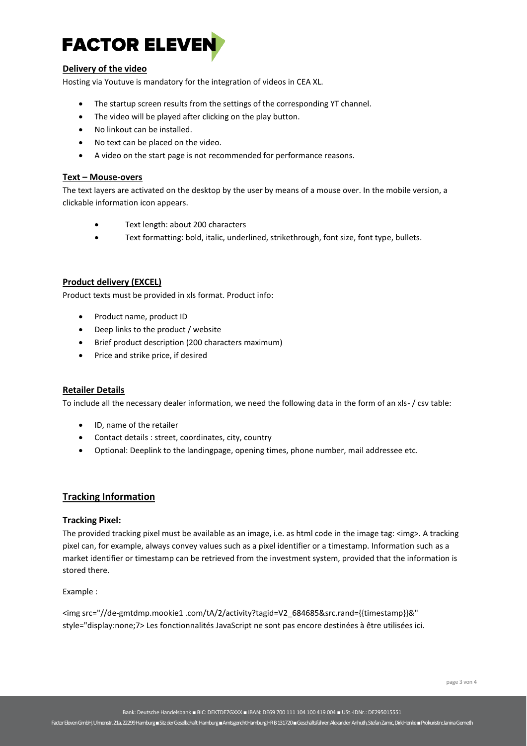### Delivery of the video

Hosting via Youtuve is mandatory for the integration of videos in CEA XL.

- The startup screen results from the settings of the corresponding YT channel.
- The video will be played after clicking on the play button.
- No linkout can be installed.
- No text can be placed on the video.
- A video on the start page is not recommended for performance reasons.

### Text – Mouse-overs

The text layers are activated on the desktop by the user by means of a mouse over. In the mobile version, a clickable information icon appears.

- Text length: about 200 characters
- Text formatting: bold, italic, underlined, strikethrough, font size, font type, bullets.

### Product delivery (EXCEL)

Product texts must be provided in xls format. Product info:

- Product name, product ID
- Deep links to the product / website
- Brief product description (200 characters maximum)
- Price and strike price, if desired

### Retailer Details

To include all the necessary dealer information, we need the following data in the form of an xls- / csv table:

- ID, name of the retailer
- Contact details : street, coordinates, city, country
- Optional: Deeplink to the landingpage, opening times, phone number, mail addressee etc.

## Tracking Information

### Tracking Pixel:

The provided tracking pixel must be available as an image, i.e. as html code in the image tag: <img>. A tracking pixel can, for example, always convey values such as a pixel identifier or a timestamp. Information such as a market identifier or timestamp can be retrieved from the investment system, provided that the information is stored there.

Example :

<img src="//de-gmtdmp.mookie1 .com/tA/2/activity?tagid=V2_684685&src.rand={{timestamp}}&" style="display:none;7> Les fonctionnalités JavaScript ne sont pas encore destinées à être utilisées ici.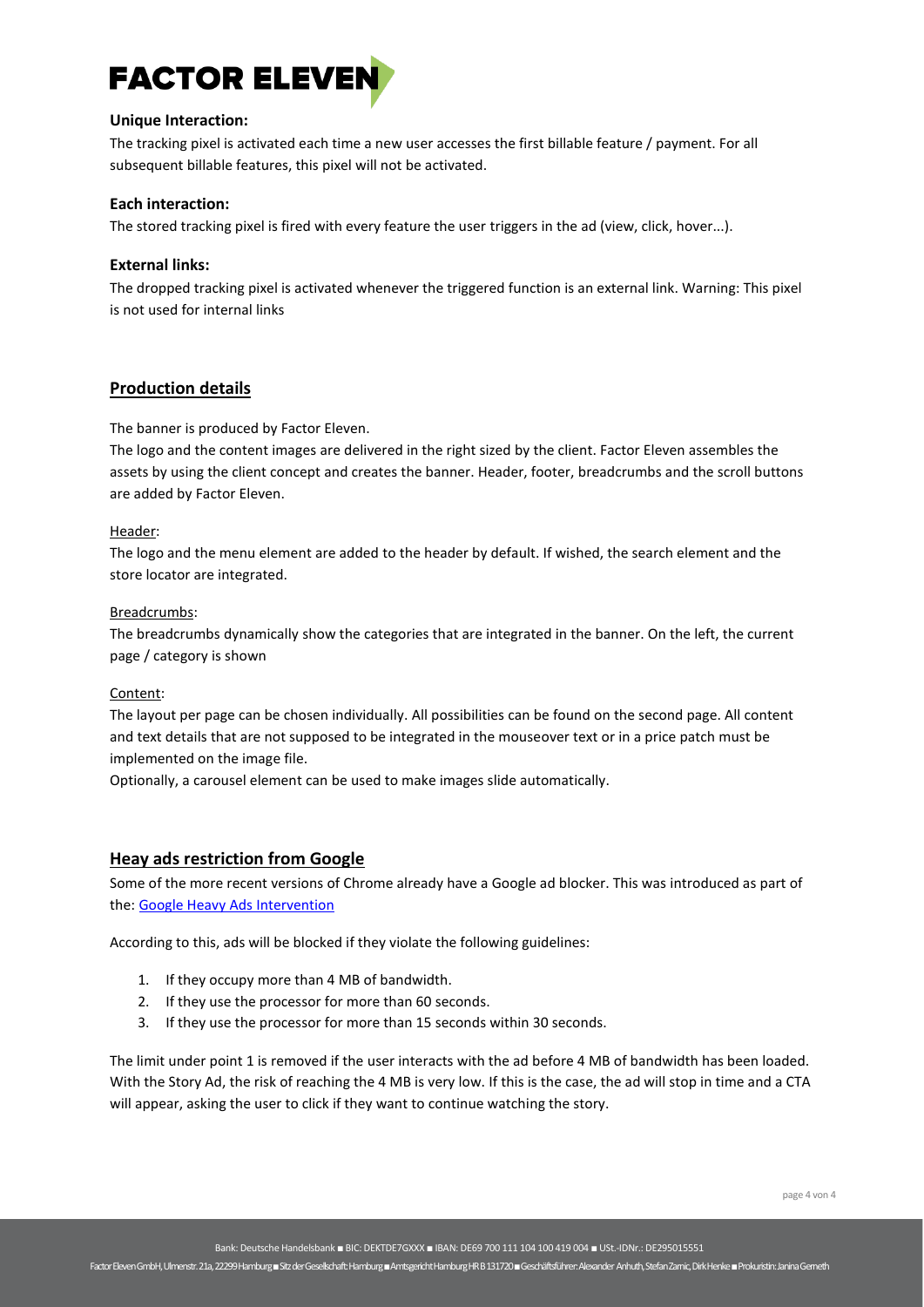**Unique Interaction:**

The tracking pixel is activated each time a new user accesses the first billable feature / payment. For all subsequent billable features, this pixel will not be activated.

**Each interaction:**

The stored tracking pixel is fired with every feature the user triggers in the ad (view, click, hover...).

**External links:**

The dropped tracking pixel is activated whenever the triggered function is an external link. Warning: This pixel is not used for internal links

## Production details

The banner is produced by Factor Eleven.

The logo and the content images are delivered in the right sized by the client. Factor Eleven assembles the assets by using the client concept and creates the banner. Header, footer, breadcrumbs and the scroll buttons are added by Factor Eleven.

Header:

The logo and the menu element are added to the header by default. If wished, the search element and the store locator are integrated.

Breadcrumbs:

The breadcrumbs dynamically show the categories that are integrated in the banner. On the left, the current page / category is shown

Content:

The layout per page can be chosen individually. All possibilities can be found on the second page. All content and text details that are not supposed to be integrated in the mouseover text or in a price patch must be implemented on the image file.

Optionally, a carousel element can be used to make images slide automatically.

## Heay ads restriction from Google

Some of the more recent versions of Chrome already have a Google ad blocker. This was introduced as part of the: [Google Heavy Ads Intervention]

According to this, ads will be blocked if they violate the following guidelines:

1. If they occupy more than 4 MB of bandwidth.
2. If they use the processor for more than 60 seconds.
3. If they use the processor for more than 15 seconds within 30 seconds.

The limit under point 1 is removed if the user interacts with the ad before 4 MB of bandwidth has been loaded. With the Story Ad, the risk of reaching the 4 MB is very low. If this is the case, the ad will stop in time and a CTA will appear, asking the user to click if they want to continue watching the story.